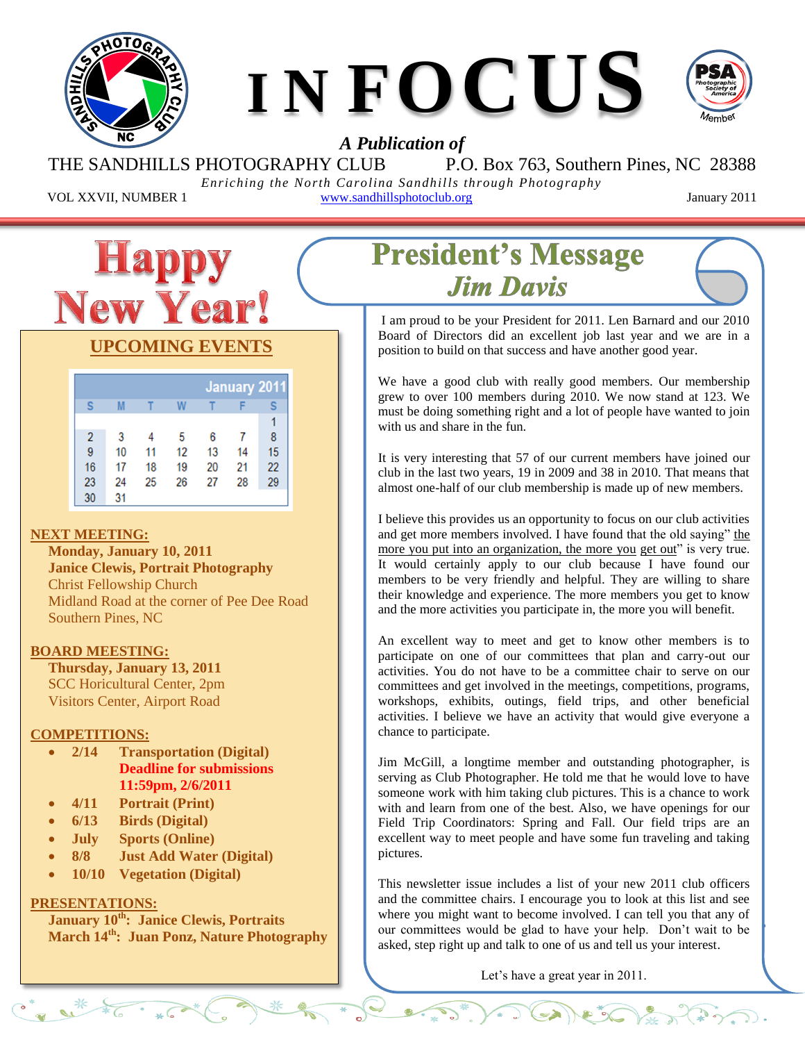# INFOCUS

*A Publication of*

THE SANDHILLS PHOTOGRAPHY CLUB P.O. Box 763, Southern Pines, NC 28388

*Enriching the North Carolina Sandhills through Photography*

VOL XXVII, NUMBER 1 www.sandhillsphotoclub.org January 2011

# Happy New Year!

## UPCOMING EVENTS

| January 2011 | | | | | | |
|---|---|---|---|---|---|---|
| S | M | T | W | T | F | S |
| | | | | | | 1 |
| 2 | 3 | 4 | 5 | 6 | 7 | 8 |
| 9 | 10 | 11 | 12 | 13 | 14 | 15 |
| 16 | 17 | 18 | 19 | 20 | 21 | 22 |
| 23 | 24 | 25 | 26 | 27 | 28 | 29 |
| 30 | 31 | | | | | |

**NEXT MEETING:**

**Monday, January 10, 2011**
**Janice Clewis, Portrait Photography**
Christ Fellowship Church
Midland Road at the corner of Pee Dee Road
Southern Pines, NC

**BOARD MEETING:**

**Thursday, January 13, 2011**
SCC Horicultural Center, 2pm
Visitors Center, Airport Road

**COMPETITIONS:**

- **2/14 Transportation (Digital)**
  **Deadline for submissions 11:59pm, 2/6/2011**
- **4/11 Portrait (Print)**
- **6/13 Birds (Digital)**
- **July Sports (Online)**
- **8/8 Just Add Water (Digital)**
- **10/10 Vegetation (Digital)**

**PRESENTATIONS:**

**January 10th: Janice Clewis, Portraits**
**March 14th: Juan Ponz, Nature Photography**

## President's Message
### *Jim Davis*

I am proud to be your President for 2011. Len Barnard and our 2010 Board of Directors did an excellent job last year and we are in a position to build on that success and have another good year.

We have a good club with really good members. Our membership grew to over 100 members during 2010. We now stand at 123. We must be doing something right and a lot of people have wanted to join with us and share in the fun.

It is very interesting that 57 of our current members have joined our club in the last two years, 19 in 2009 and 38 in 2010. That means that almost one-half of our club membership is made up of new members.

I believe this provides us an opportunity to focus on our club activities and get more members involved. I have found that the old saying" the more you put into an organization, the more you get out" is very true. It would certainly apply to our club because I have found our members to be very friendly and helpful. They are willing to share their knowledge and experience. The more members you get to know and the more activities you participate in, the more you will benefit.

An excellent way to meet and get to know other members is to participate on one of our committees that plan and carry-out our activities. You do not have to be a committee chair to serve on our committees and get involved in the meetings, competitions, programs, workshops, exhibits, outings, field trips, and other beneficial activities. I believe we have an activity that would give everyone a chance to participate.

Jim McGill, a longtime member and outstanding photographer, is serving as Club Photographer. He told me that he would love to have someone work with him taking club pictures. This is a chance to work with and learn from one of the best. Also, we have openings for our Field Trip Coordinators: Spring and Fall. Our field trips are an excellent way to meet people and have some fun traveling and taking pictures.

This newsletter issue includes a list of your new 2011 club officers and the committee chairs. I encourage you to look at this list and see where you might want to become involved. I can tell you that any of our committees would be glad to have your help. Don't wait to be asked, step right up and talk to one of us and tell us your interest.

Let's have a great year in 2011.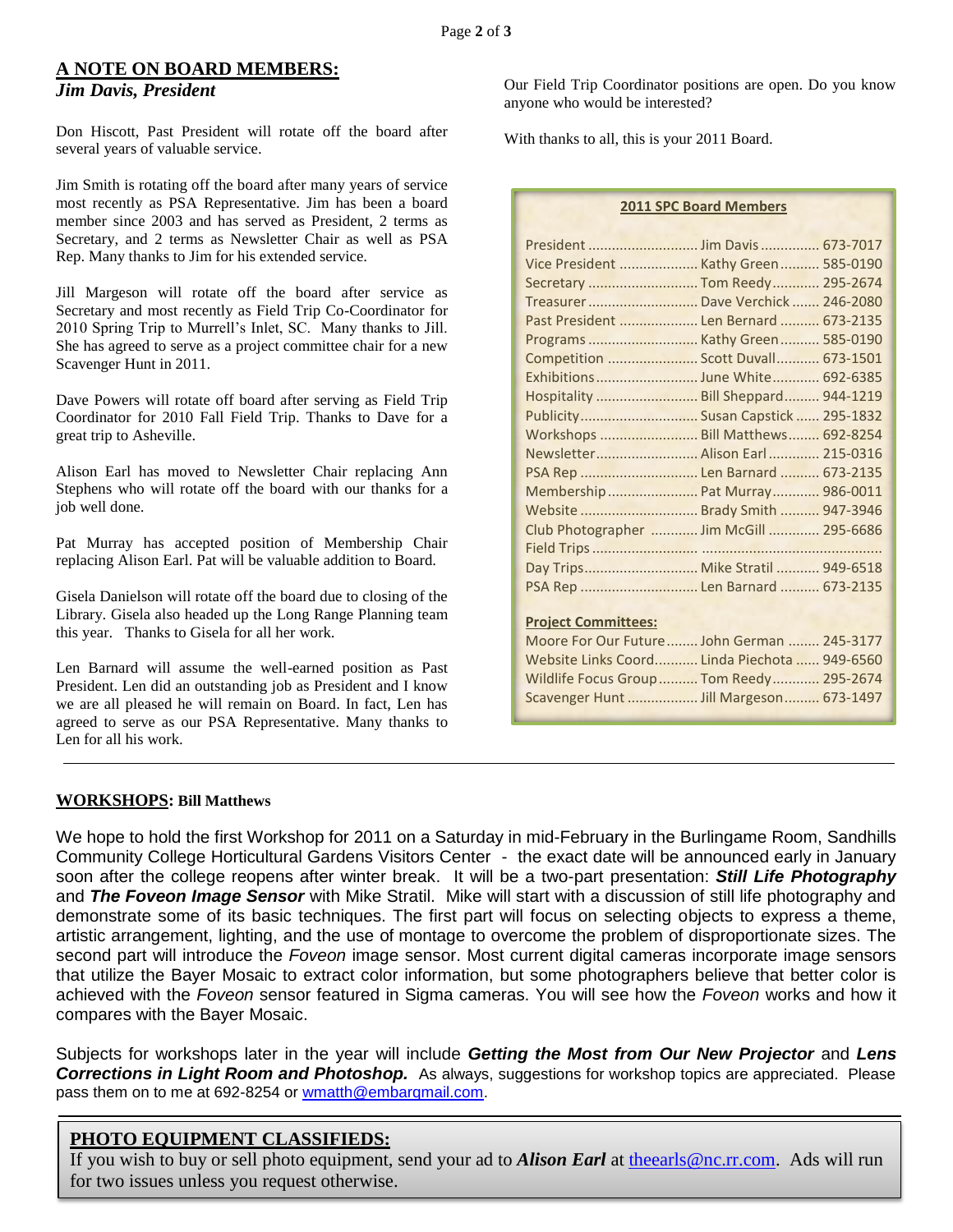## A NOTE ON BOARD MEMBERS:

### *Jim Davis, President*

Don Hiscott, Past President will rotate off the board after several years of valuable service.

Jim Smith is rotating off the board after many years of service most recently as PSA Representative. Jim has been a board member since 2003 and has served as President, 2 terms as Secretary, and 2 terms as Newsletter Chair as well as PSA Rep. Many thanks to Jim for his extended service.

Jill Margeson will rotate off the board after service as Secretary and most recently as Field Trip Co-Coordinator for 2010 Spring Trip to Murrell's Inlet, SC. Many thanks to Jill. She has agreed to serve as a project committee chair for a new Scavenger Hunt in 2011.

Dave Powers will rotate off board after serving as Field Trip Coordinator for 2010 Fall Field Trip. Thanks to Dave for a great trip to Asheville.

Alison Earl has moved to Newsletter Chair replacing Ann Stephens who will rotate off the board with our thanks for a job well done.

Pat Murray has accepted position of Membership Chair replacing Alison Earl. Pat will be valuable addition to Board.

Gisela Danielson will rotate off the board due to closing of the Library. Gisela also headed up the Long Range Planning team this year. Thanks to Gisela for all her work.

Len Barnard will assume the well-earned position as Past President. Len did an outstanding job as President and I know we are all pleased he will remain on Board. In fact, Len has agreed to serve as our PSA Representative. Many thanks to Len for all his work.

Our Field Trip Coordinator positions are open. Do you know anyone who would be interested?

With thanks to all, this is your 2011 Board.

**2011 SPC Board Members**

| Position | Name | Phone |
|---|---|---|
| President | Jim Davis | 673-7017 |
| Vice President | Kathy Green | 585-0190 |
| Secretary | Tom Reedy | 295-2674 |
| Treasurer | Dave Verchick | 246-2080 |
| Past President | Len Bernard | 673-2135 |
| Programs | Kathy Green | 585-0190 |
| Competition | Scott Duvall | 673-1501 |
| Exhibitions | June White | 692-6385 |
| Hospitality | Bill Sheppard | 944-1219 |
| Publicity | Susan Capstick | 295-1832 |
| Workshops | Bill Matthews | 692-8254 |
| Newsletter | Alison Earl | 215-0316 |
| PSA Rep | Len Barnard | 673-2135 |
| Membership | Pat Murray | 986-0011 |
| Website | Brady Smith | 947-3946 |
| Club Photographer | Jim McGill | 295-6686 |
| Field Trips | | |
| Day Trips | Mike Stratil | 949-6518 |
| PSA Rep | Len Barnard | 673-2135 |

**Project Committees:**

| Committee | Name | Phone |
|---|---|---|
| Moore For Our Future | John German | 245-3177 |
| Website Links Coord | Linda Piechota | 949-6560 |
| Wildlife Focus Group | Tom Reedy | 295-2674 |
| Scavenger Hunt | Jill Margeson | 673-1497 |

---

## WORKSHOPS: Bill Matthews

We hope to hold the first Workshop for 2011 on a Saturday in mid-February in the Burlingame Room, Sandhills Community College Horticultural Gardens Visitors Center - the exact date will be announced early in January soon after the college reopens after winter break. It will be a two-part presentation: ***Still Life Photography*** and ***The Foveon Image Sensor*** with Mike Stratil. Mike will start with a discussion of still life photography and demonstrate some of its basic techniques. The first part will focus on selecting objects to express a theme, artistic arrangement, lighting, and the use of montage to overcome the problem of disproportionate sizes. The second part will introduce the *Foveon* image sensor. Most current digital cameras incorporate image sensors that utilize the Bayer Mosaic to extract color information, but some photographers believe that better color is achieved with the *Foveon* sensor featured in Sigma cameras. You will see how the *Foveon* works and how it compares with the Bayer Mosaic.

Subjects for workshops later in the year will include ***Getting the Most from Our New Projector*** and ***Lens Corrections in Light Room and Photoshop.*** As always, suggestions for workshop topics are appreciated. Please pass them on to me at 692-8254 or wmatth@embarqmail.com.

---

## PHOTO EQUIPMENT CLASSIFIEDS:

If you wish to buy or sell photo equipment, send your ad to ***Alison Earl*** at theearls@nc.rr.com. Ads will run for two issues unless you request otherwise.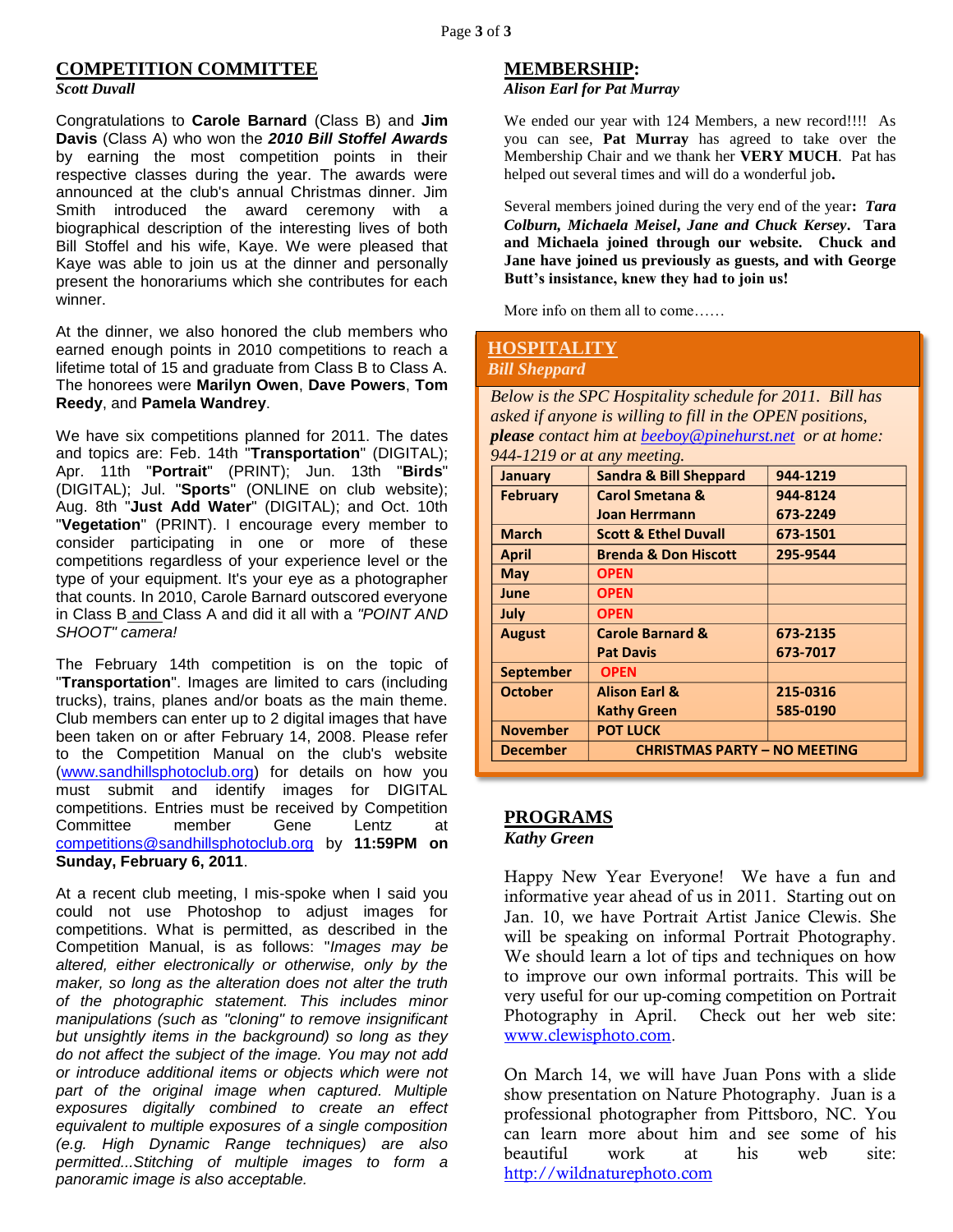## COMPETITION COMMITTEE

*Scott Duvall*

Congratulations to **Carole Barnard** (Class B) and **Jim Davis** (Class A) who won the ***2010 Bill Stoffel Awards*** by earning the most competition points in their respective classes during the year. The awards were announced at the club's annual Christmas dinner. Jim Smith introduced the award ceremony with a biographical description of the interesting lives of both Bill Stoffel and his wife, Kaye. We were pleased that Kaye was able to join us at the dinner and personally present the honorariums which she contributes for each winner.

At the dinner, we also honored the club members who earned enough points in 2010 competitions to reach a lifetime total of 15 and graduate from Class B to Class A. The honorees were **Marilyn Owen**, **Dave Powers**, **Tom Reedy**, and **Pamela Wandrey**.

We have six competitions planned for 2011. The dates and topics are: Feb. 14th "**Transportation**" (DIGITAL); Apr. 11th "**Portrait**" (PRINT); Jun. 13th "**Birds**" (DIGITAL); Jul. "**Sports**" (ONLINE on club website); Aug. 8th "**Just Add Water**" (DIGITAL); and Oct. 10th "**Vegetation**" (PRINT). I encourage every member to consider participating in one or more of these competitions regardless of your experience level or the type of your equipment. It's your eye as a photographer that counts. In 2010, Carole Barnard outscored everyone in Class B and Class A and did it all with a *"POINT AND SHOOT" camera!*

The February 14th competition is on the topic of "**Transportation**". Images are limited to cars (including trucks), trains, planes and/or boats as the main theme. Club members can enter up to 2 digital images that have been taken on or after February 14, 2008. Please refer to the Competition Manual on the club's website (www.sandhillsphotoclub.org) for details on how you must submit and identify images for DIGITAL competitions. Entries must be received by Competition Committee member Gene Lentz at competitions@sandhillsphotoclub.org by **11:59PM on Sunday, February 6, 2011**.

At a recent club meeting, I mis-spoke when I said you could not use Photoshop to adjust images for competitions. What is permitted, as described in the Competition Manual, is as follows: "*Images may be altered, either electronically or otherwise, only by the maker, so long as the alteration does not alter the truth of the photographic statement. This includes minor manipulations (such as "cloning" to remove insignificant but unsightly items in the background) so long as they do not affect the subject of the image. You may not add or introduce additional items or objects which were not part of the original image when captured. Multiple exposures digitally combined to create an effect equivalent to multiple exposures of a single composition (e.g. High Dynamic Range techniques) are also permitted...Stitching of multiple images to form a panoramic image is also acceptable.*

## MEMBERSHIP:

*Alison Earl for Pat Murray*

We ended our year with 124 Members, a new record!!!! As you can see, **Pat Murray** has agreed to take over the Membership Chair and we thank her **VERY MUCH**. Pat has helped out several times and will do a wonderful job**.**

Several members joined during the very end of the year**:** ***Tara Colburn, Michaela Meisel, Jane and Chuck Kersey*****. Tara and Michaela joined through our website. Chuck and Jane have joined us previously as guests, and with George Butt's insistance, knew they had to join us!**

More info on them all to come……

## HOSPITALITY

*Bill Sheppard*

*Below is the SPC Hospitality schedule for 2011. Bill has asked if anyone is willing to fill in the OPEN positions,* ***please*** *contact him at beeboy@pinehurst.net or at home: 944-1219 or at any meeting.*

| | | |
|---|---|---|
| **January** | **Sandra & Bill Sheppard** | **944-1219** |
| **February** | **Carol Smetana & Joan Herrmann** | **944-8124 673-2249** |
| **March** | **Scott & Ethel Duvall** | **673-1501** |
| **April** | **Brenda & Don Hiscott** | **295-9544** |
| **May** | **OPEN** | |
| **June** | **OPEN** | |
| **July** | **OPEN** | |
| **August** | **Carole Barnard & Pat Davis** | **673-2135 673-7017** |
| **September** | **OPEN** | |
| **October** | **Alison Earl & Kathy Green** | **215-0316 585-0190** |
| **November** | **POT LUCK** | |
| **December** | **CHRISTMAS PARTY – NO MEETING** | |

## PROGRAMS

*Kathy Green*

Happy New Year Everyone! We have a fun and informative year ahead of us in 2011. Starting out on Jan. 10, we have Portrait Artist Janice Clewis. She will be speaking on informal Portrait Photography. We should learn a lot of tips and techniques on how to improve our own informal portraits. This will be very useful for our up-coming competition on Portrait Photography in April. Check out her web site: www.clewisphoto.com.

On March 14, we will have Juan Pons with a slide show presentation on Nature Photography. Juan is a professional photographer from Pittsboro, NC. You can learn more about him and see some of his beautiful work at his web site: http://wildnaturephoto.com